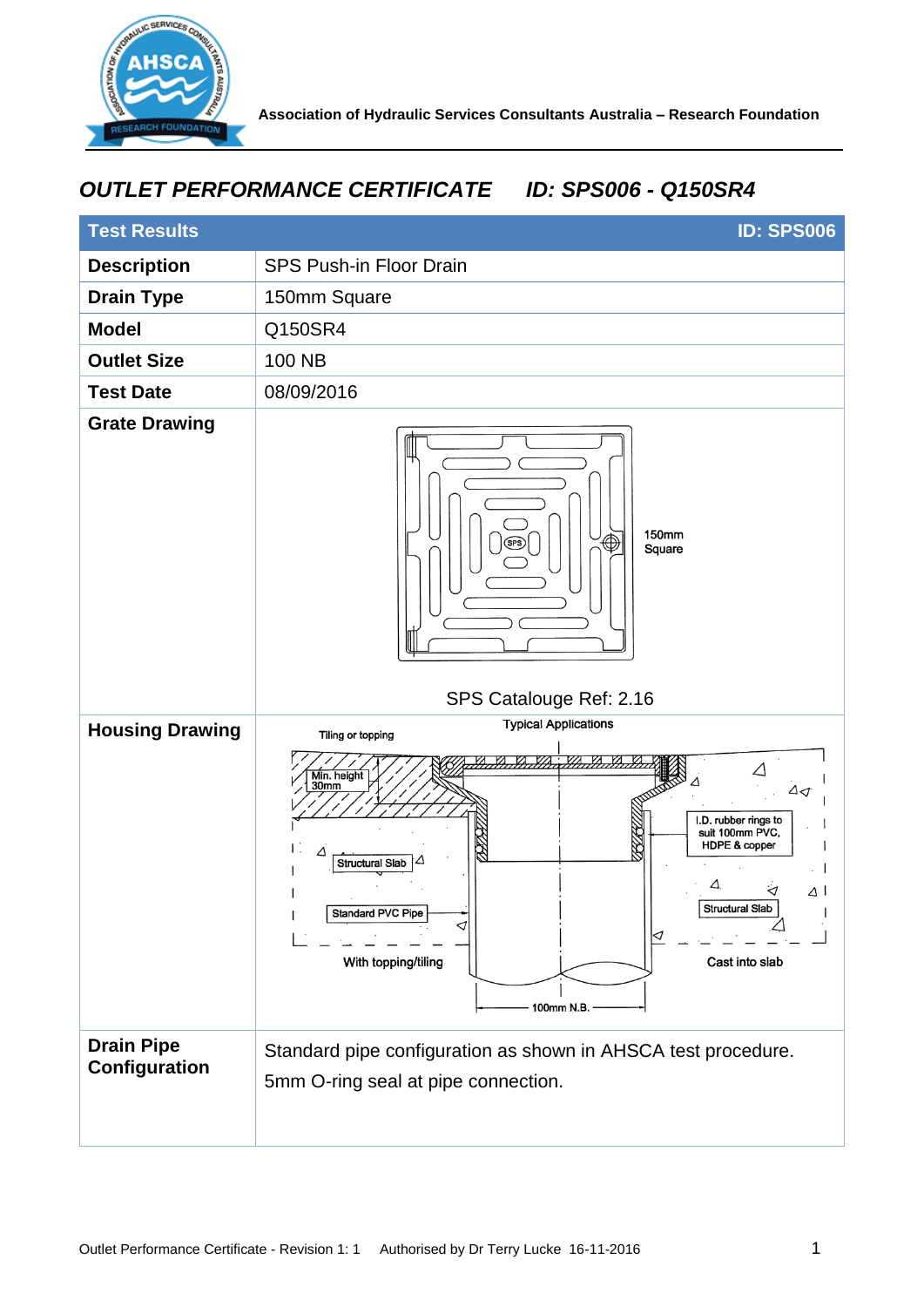Association of Hydraulic Services Consultants Australia – Research Foundation

# *OUTLET PERFORMANCE CERTIFICATE ID: SPS006 - Q150SR4*

| Test Results | ID: SPS006 |
|---|---|
| **Description** | SPS Push-in Floor Drain |
| **Drain Type** | 150mm Square |
| **Model** | Q150SR4 |
| **Outlet Size** | 100 NB |
| **Test Date** | 08/09/2016 |
| **Grate Drawing** | 150mm Square<br>SPS Catalouge Ref: 2.16 |
| **Housing Drawing** | Typical Applications<br>Tiling or topping<br>Min. height 30mm<br>Structural Slab<br>Standard PVC Pipe<br>With topping/tiling<br>I.D. rubber rings to suit 100mm PVC, HDPE & copper<br>Structural Slab<br>Cast into slab<br>100mm N.B. |
| **Drain Pipe Configuration** | Standard pipe configuration as shown in AHSCA test procedure.<br>5mm O-ring seal at pipe connection. |

Outlet Performance Certificate - Revision 1: 1 Authorised by Dr Terry Lucke 16-11-2016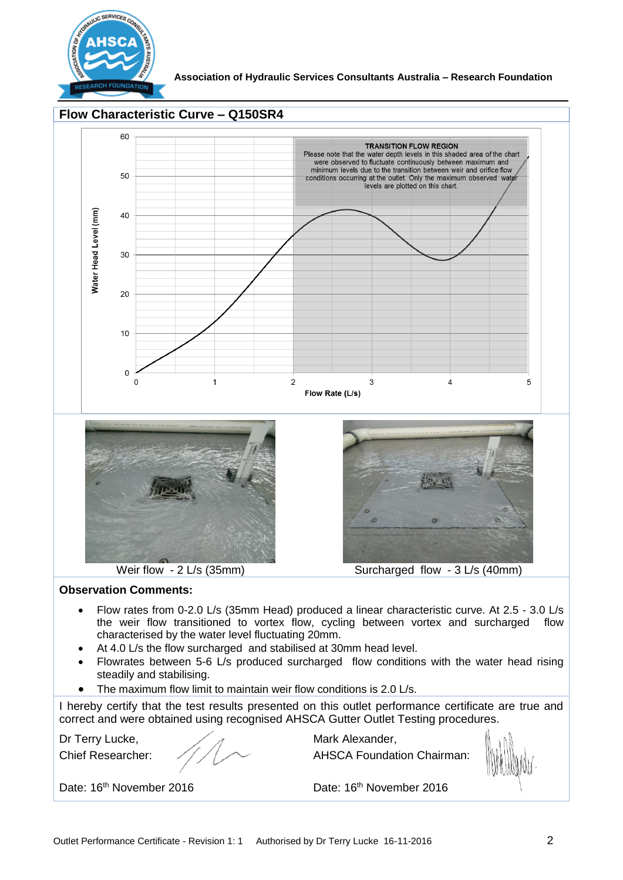Association of Hydraulic Services Consultants Australia – Research Foundation

## Flow Characteristic Curve – Q150SR4

TRANSITION FLOW REGION
Please note that the water depth levels in this shaded area of the chart were observed to fluctuate continuously between maximum and minimum levels due to the transition between weir and orifice flow conditions occurring at the outlet. Only the maximum observed water levels are plotted on this chart.

Water Head Level (mm)

0
10
20
30
40
50
60

Flow Rate (L/s)

0
1
2
3
4
5

Weir flow - 2 L/s (35mm)

Surcharged flow - 3 L/s (40mm)

**Observation Comments:**

- Flow rates from 0-2.0 L/s (35mm Head) produced a linear characteristic curve. At 2.5 - 3.0 L/s the weir flow transitioned to vortex flow, cycling between vortex and surcharged flow characterised by the water level fluctuating 20mm.
- At 4.0 L/s the flow surcharged and stabilised at 30mm head level.
- Flowrates between 5-6 L/s produced surcharged flow conditions with the water head rising steadily and stabilising.
- The maximum flow limit to maintain weir flow conditions is 2.0 L/s.

I hereby certify that the test results presented on this outlet performance certificate are true and correct and were obtained using recognised AHSCA Gutter Outlet Testing procedures.

Dr Terry Lucke,
Chief Researcher:

Date: 16th November 2016

Mark Alexander,
AHSCA Foundation Chairman:

Date: 16th November 2016